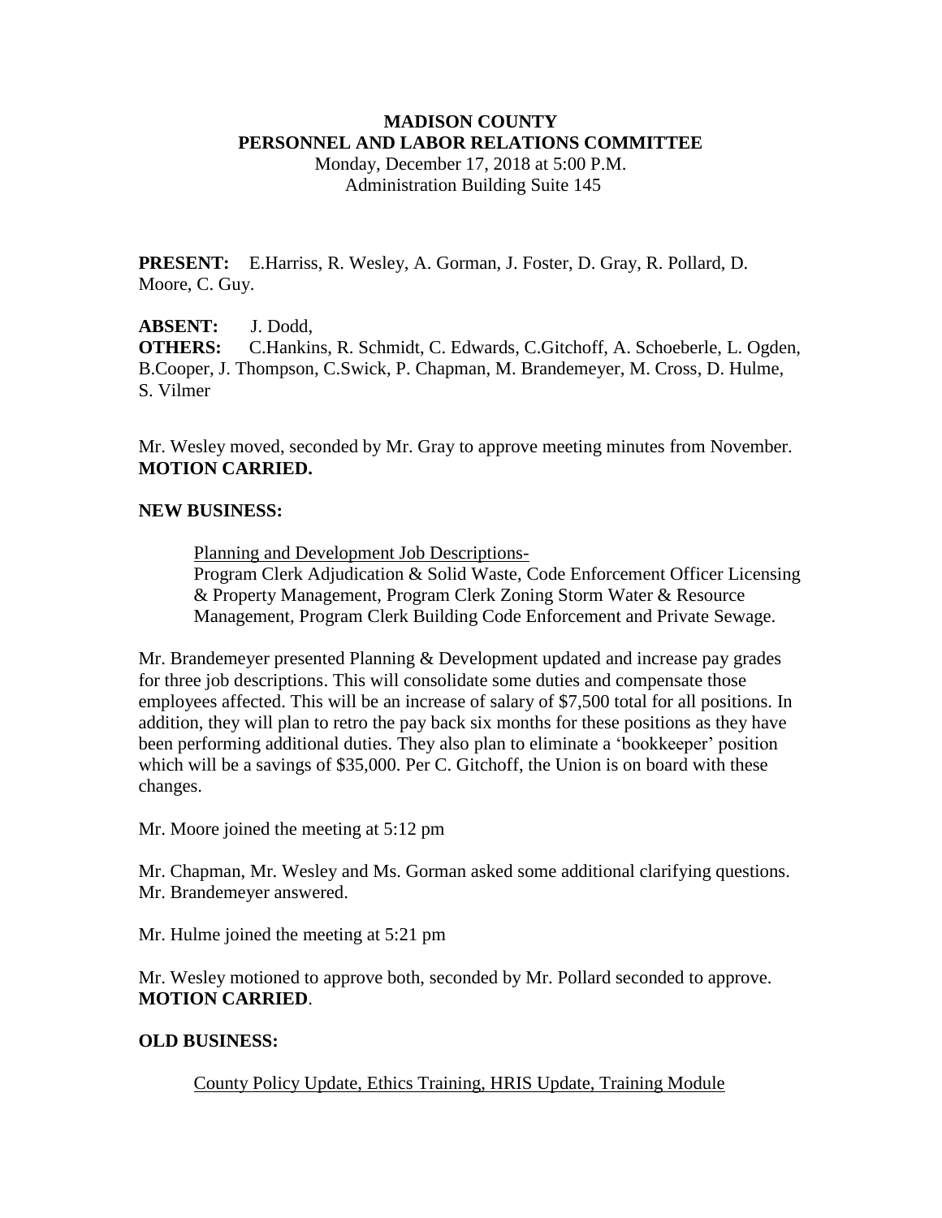# MADISON COUNTY
# PERSONNEL AND LABOR RELATIONS COMMITTEE

Monday, December 17, 2018 at 5:00 P.M.
Administration Building Suite 145

**PRESENT:** E.Harriss, R. Wesley, A. Gorman, J. Foster, D. Gray, R. Pollard, D. Moore, C. Guy.

**ABSENT:** J. Dodd,
**OTHERS:** C.Hankins, R. Schmidt, C. Edwards, C.Gitchoff, A. Schoeberle, L. Ogden, B.Cooper, J. Thompson, C.Swick, P. Chapman, M. Brandemeyer, M. Cross, D. Hulme, S. Vilmer

Mr. Wesley moved, seconded by Mr. Gray to approve meeting minutes from November. **MOTION CARRIED.**

**NEW BUSINESS:**

<u>Planning and Development Job Descriptions-</u>
Program Clerk Adjudication & Solid Waste, Code Enforcement Officer Licensing & Property Management, Program Clerk Zoning Storm Water & Resource Management, Program Clerk Building Code Enforcement and Private Sewage.

Mr. Brandemeyer presented Planning & Development updated and increase pay grades for three job descriptions. This will consolidate some duties and compensate those employees affected. This will be an increase of salary of $7,500 total for all positions. In addition, they will plan to retro the pay back six months for these positions as they have been performing additional duties. They also plan to eliminate a 'bookkeeper' position which will be a savings of $35,000. Per C. Gitchoff, the Union is on board with these changes.

Mr. Moore joined the meeting at 5:12 pm

Mr. Chapman, Mr. Wesley and Ms. Gorman asked some additional clarifying questions. Mr. Brandemeyer answered.

Mr. Hulme joined the meeting at 5:21 pm

Mr. Wesley motioned to approve both, seconded by Mr. Pollard seconded to approve. **MOTION CARRIED**.

**OLD BUSINESS:**

<u>County Policy Update, Ethics Training, HRIS Update, Training Module</u>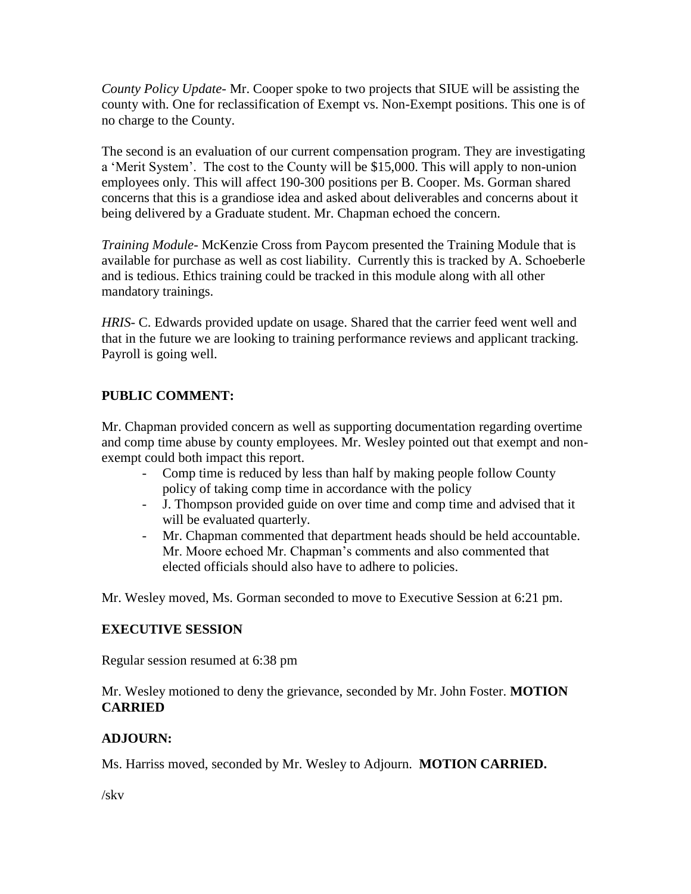*County Policy Update*- Mr. Cooper spoke to two projects that SIUE will be assisting the county with. One for reclassification of Exempt vs. Non-Exempt positions. This one is of no charge to the County.

The second is an evaluation of our current compensation program. They are investigating a 'Merit System'. The cost to the County will be $15,000. This will apply to non-union employees only. This will affect 190-300 positions per B. Cooper. Ms. Gorman shared concerns that this is a grandiose idea and asked about deliverables and concerns about it being delivered by a Graduate student. Mr. Chapman echoed the concern.

*Training Module*- McKenzie Cross from Paycom presented the Training Module that is available for purchase as well as cost liability. Currently this is tracked by A. Schoeberle and is tedious. Ethics training could be tracked in this module along with all other mandatory trainings.

*HRIS*- C. Edwards provided update on usage. Shared that the carrier feed went well and that in the future we are looking to training performance reviews and applicant tracking. Payroll is going well.

## PUBLIC COMMENT:

Mr. Chapman provided concern as well as supporting documentation regarding overtime and comp time abuse by county employees. Mr. Wesley pointed out that exempt and non-exempt could both impact this report.

- Comp time is reduced by less than half by making people follow County policy of taking comp time in accordance with the policy
- J. Thompson provided guide on over time and comp time and advised that it will be evaluated quarterly.
- Mr. Chapman commented that department heads should be held accountable. Mr. Moore echoed Mr. Chapman's comments and also commented that elected officials should also have to adhere to policies.

Mr. Wesley moved, Ms. Gorman seconded to move to Executive Session at 6:21 pm.

## EXECUTIVE SESSION

Regular session resumed at 6:38 pm

Mr. Wesley motioned to deny the grievance, seconded by Mr. John Foster. **MOTION CARRIED**

## ADJOURN:

Ms. Harriss moved, seconded by Mr. Wesley to Adjourn. **MOTION CARRIED.**

/skv